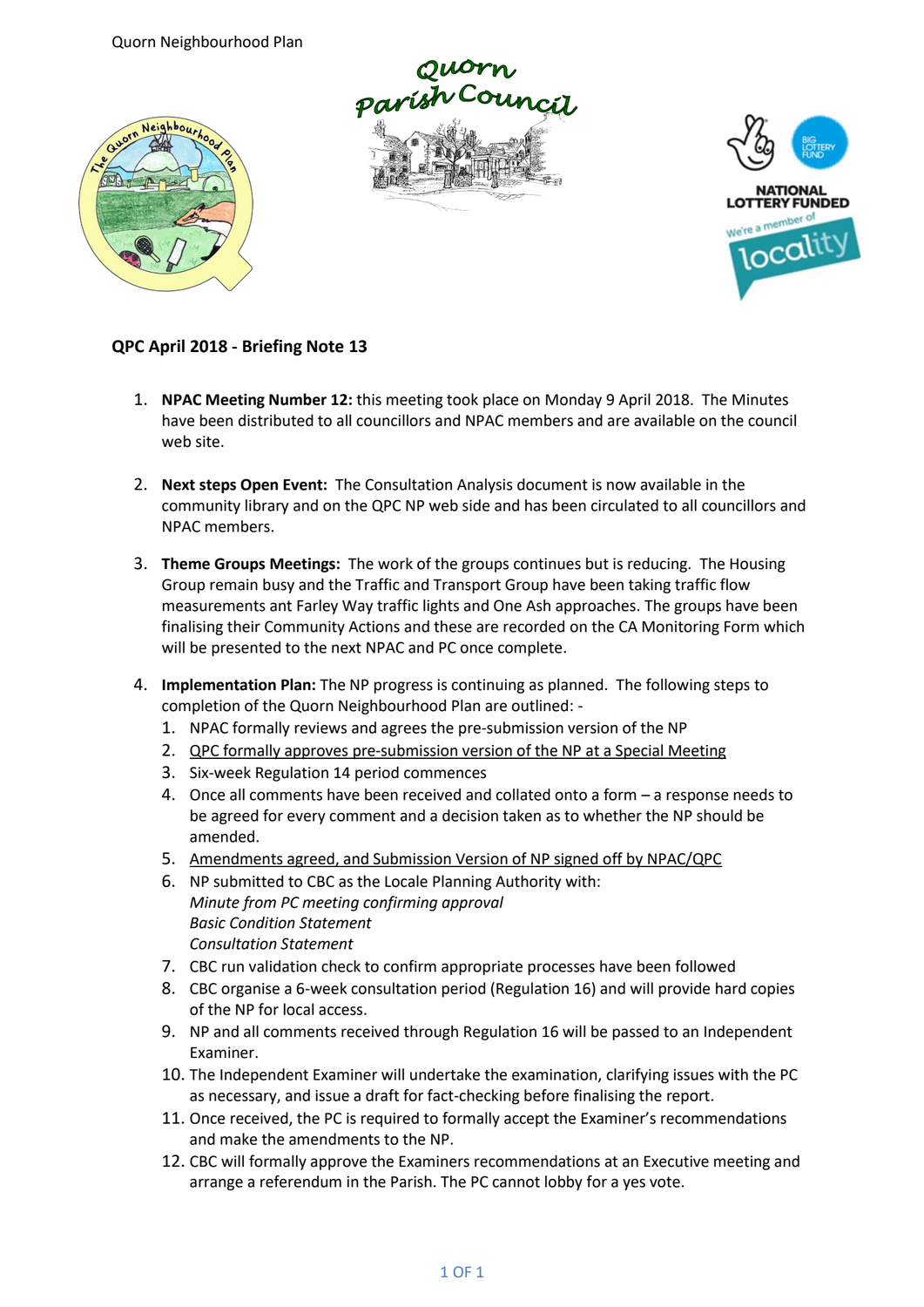**QPC April 2018 - Briefing Note 13**

1. **NPAC Meeting Number 12:** this meeting took place on Monday 9 April 2018. The Minutes have been distributed to all councillors and NPAC members and are available on the council web site.

2. **Next steps Open Event:** The Consultation Analysis document is now available in the community library and on the QPC NP web side and has been circulated to all councillors and NPAC members.

3. **Theme Groups Meetings:** The work of the groups continues but is reducing. The Housing Group remain busy and the Traffic and Transport Group have been taking traffic flow measurements ant Farley Way traffic lights and One Ash approaches. The groups have been finalising their Community Actions and these are recorded on the CA Monitoring Form which will be presented to the next NPAC and PC once complete.

4. **Implementation Plan:** The NP progress is continuing as planned. The following steps to completion of the Quorn Neighbourhood Plan are outlined: -
   1. NPAC formally reviews and agrees the pre-submission version of the NP
   2. <u>QPC formally approves pre-submission version of the NP at a Special Meeting</u>
   3. Six-week Regulation 14 period commences
   4. Once all comments have been received and collated onto a form – a response needs to be agreed for every comment and a decision taken as to whether the NP should be amended.
   5. <u>Amendments agreed, and Submission Version of NP signed off by NPAC/QPC</u>
   6. NP submitted to CBC as the Locale Planning Authority with:  
      *Minute from PC meeting confirming approval*  
      *Basic Condition Statement*  
      *Consultation Statement*
   7. CBC run validation check to confirm appropriate processes have been followed
   8. CBC organise a 6-week consultation period (Regulation 16) and will provide hard copies of the NP for local access.
   9. NP and all comments received through Regulation 16 will be passed to an Independent Examiner.
   10. The Independent Examiner will undertake the examination, clarifying issues with the PC as necessary, and issue a draft for fact-checking before finalising the report.
   11. Once received, the PC is required to formally accept the Examiner's recommendations and make the amendments to the NP.
   12. CBC will formally approve the Examiners recommendations at an Executive meeting and arrange a referendum in the Parish. The PC cannot lobby for a yes vote.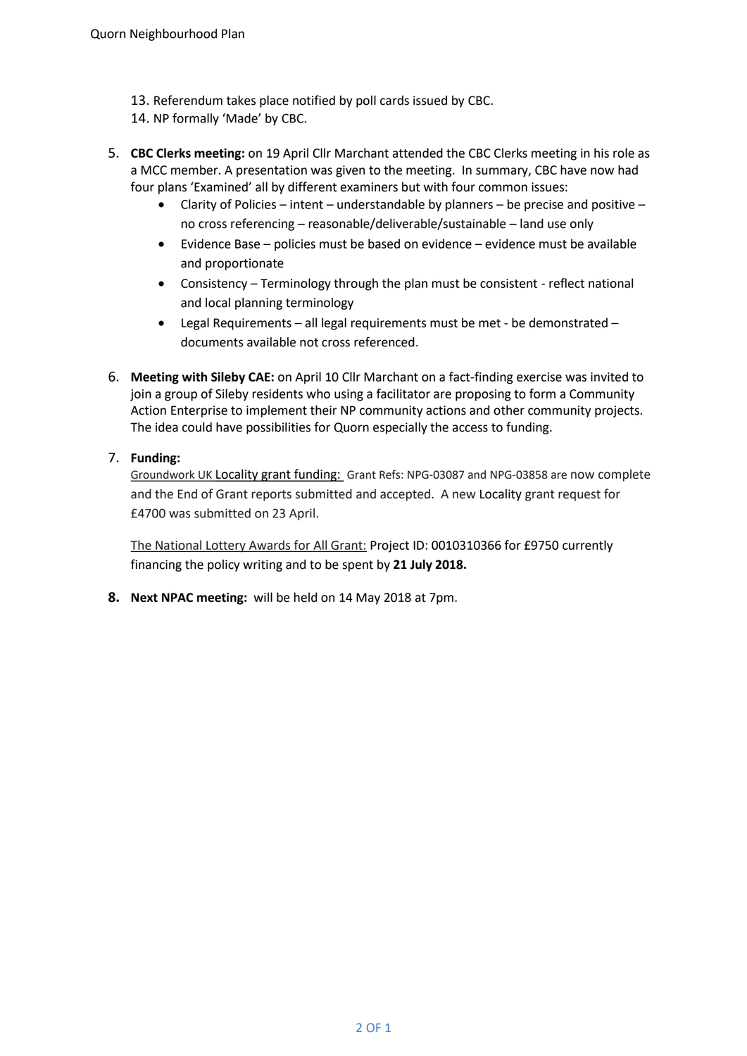13. Referendum takes place notified by poll cards issued by CBC.
14. NP formally 'Made' by CBC.

5. **CBC Clerks meeting:** on 19 April Cllr Marchant attended the CBC Clerks meeting in his role as a MCC member. A presentation was given to the meeting. In summary, CBC have now had four plans 'Examined' all by different examiners but with four common issues:
   - Clarity of Policies – intent – understandable by planners – be precise and positive – no cross referencing – reasonable/deliverable/sustainable – land use only
   - Evidence Base – policies must be based on evidence – evidence must be available and proportionate
   - Consistency – Terminology through the plan must be consistent - reflect national and local planning terminology
   - Legal Requirements – all legal requirements must be met - be demonstrated – documents available not cross referenced.

6. **Meeting with Sileby CAE:** on April 10 Cllr Marchant on a fact-finding exercise was invited to join a group of Sileby residents who using a facilitator are proposing to form a Community Action Enterprise to implement their NP community actions and other community projects. The idea could have possibilities for Quorn especially the access to funding.

7. **Funding:**
   Groundwork UK Locality grant funding: Grant Refs: NPG-03087 and NPG-03858 are now complete and the End of Grant reports submitted and accepted. A new Locality grant request for £4700 was submitted on 23 April.

   The National Lottery Awards for All Grant: Project ID: 0010310366 for £9750 currently financing the policy writing and to be spent by **21 July 2018.**

8. **Next NPAC meeting:** will be held on 14 May 2018 at 7pm.